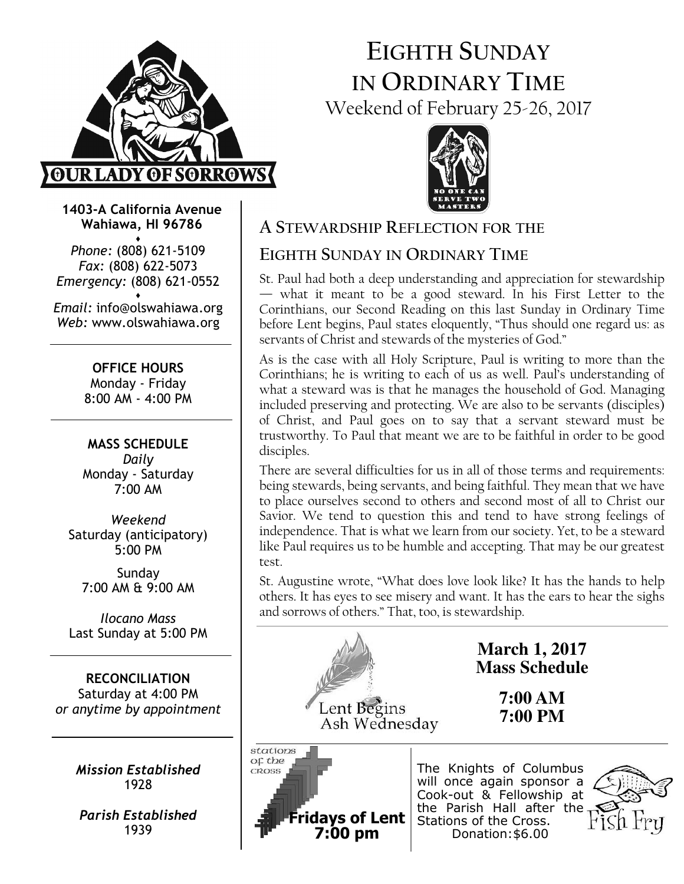# Eighth Sunday in Ordinary Time

Weekend of February 25-26, 2017

**OUR LADY OF SORROWS**

**1403-A California Avenue**
**Wahiawa, HI 96786**

*Phone:* (808) 621-5109
*Fax:* (808) 622-5073
*Emergency:* (808) 621-0552

*Email:* info@olswahiawa.org
*Web:* www.olswahiawa.org

**OFFICE HOURS**
Monday - Friday
8:00 AM - 4:00 PM

**MASS SCHEDULE**
*Daily*
Monday - Saturday
7:00 AM

*Weekend*
Saturday (anticipatory)
5:00 PM

Sunday
7:00 AM & 9:00 AM

*Ilocano Mass*
Last Sunday at 5:00 PM

**RECONCILIATION**
Saturday at 4:00 PM
*or anytime by appointment*

***Mission Established***
1928

***Parish Established***
1939

NO ONE CAN SERVE TWO MASTERS

## A Stewardship Reflection for the Eighth Sunday in Ordinary Time

St. Paul had both a deep understanding and appreciation for stewardship — what it meant to be a good steward. In his First Letter to the Corinthians, our Second Reading on this last Sunday in Ordinary Time before Lent begins, Paul states eloquently, "Thus should one regard us: as servants of Christ and stewards of the mysteries of God."

As is the case with all Holy Scripture, Paul is writing to more than the Corinthians; he is writing to each of us as well. Paul's understanding of what a steward was is that he manages the household of God. Managing included preserving and protecting. We are also to be servants (disciples) of Christ, and Paul goes on to say that a servant steward must be trustworthy. To Paul that meant we are to be faithful in order to be good disciples.

There are several difficulties for us in all of those terms and requirements: being stewards, being servants, and being faithful. They mean that we have to place ourselves second to others and second most of all to Christ our Savior. We tend to question this and tend to have strong feelings of independence. That is what we learn from our society. Yet, to be a steward like Paul requires us to be humble and accepting. That may be our greatest test.

St. Augustine wrote, "What does love look like? It has the hands to help others. It has eyes to see misery and want. It has the ears to hear the sighs and sorrows of others." That, too, is stewardship.

Lent Begins
Ash Wednesday

**March 1, 2017**
**Mass Schedule**

**7:00 AM**
**7:00 PM**

Stations of the Cross

**Fridays of Lent**
**7:00 pm**

The Knights of Columbus will once again sponsor a Cook-out & Fellowship at the Parish Hall after the Stations of the Cross.
Donation: $6.00

Fish Fry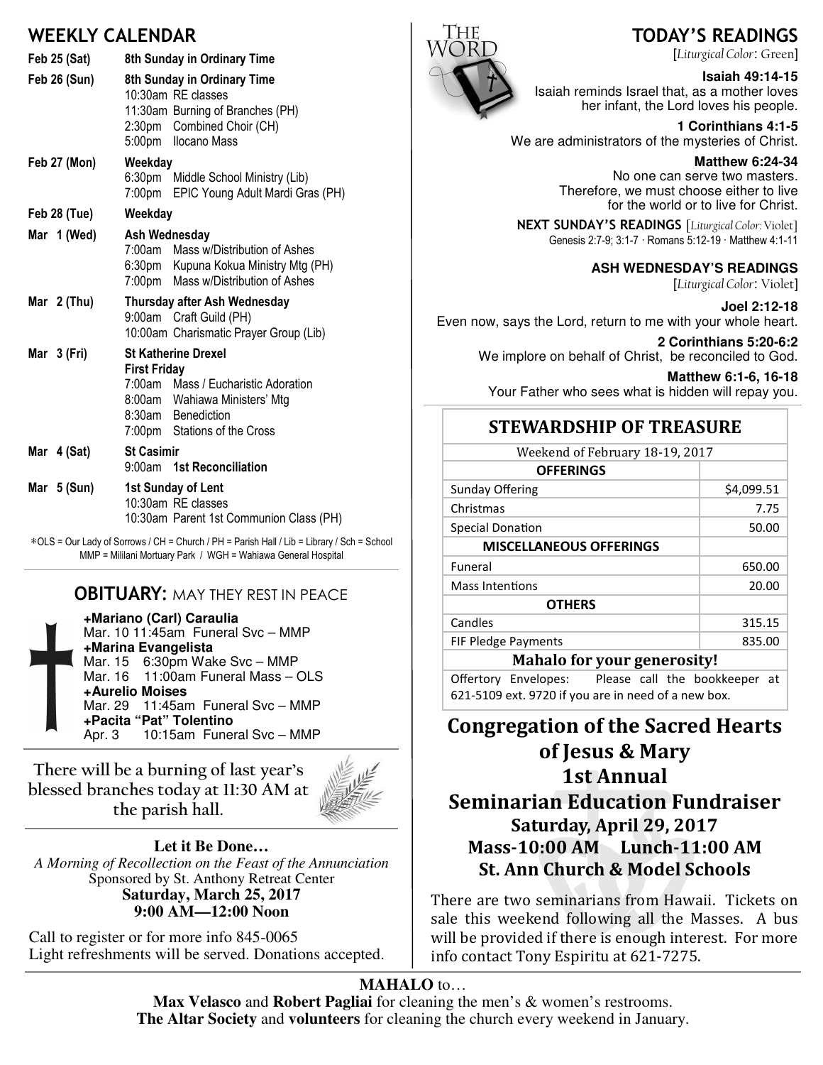## WEEKLY CALENDAR

**Feb 25 (Sat)** — **8th Sunday in Ordinary Time**

**Feb 26 (Sun)** — **8th Sunday in Ordinary Time**
- 10:30am RE classes
- 11:30am Burning of Branches (PH)
- 2:30pm Combined Choir (CH)
- 5:00pm Ilocano Mass

**Feb 27 (Mon)** — **Weekday**
- 6:30pm Middle School Ministry (Lib)
- 7:00pm EPIC Young Adult Mardi Gras (PH)

**Feb 28 (Tue)** — **Weekday**

**Mar 1 (Wed)** — **Ash Wednesday**
- 7:00am Mass w/Distribution of Ashes
- 6:30pm Kupuna Kokua Ministry Mtg (PH)
- 7:00pm Mass w/Distribution of Ashes

**Mar 2 (Thu)** — **Thursday after Ash Wednesday**
- 9:00am Craft Guild (PH)
- 10:00am Charismatic Prayer Group (Lib)

**Mar 3 (Fri)** — **St Katherine Drexel**
**First Friday**
- 7:00am Mass / Eucharistic Adoration
- 8:00am Wahiawa Ministers' Mtg
- 8:30am Benediction
- 7:00pm Stations of the Cross

**Mar 4 (Sat)** — **St Casimir**
- 9:00am **1st Reconciliation**

**Mar 5 (Sun)** — **1st Sunday of Lent**
- 10:30am RE classes
- 10:30am Parent 1st Communion Class (PH)

*OLS = Our Lady of Sorrows / CH = Church / PH = Parish Hall / Lib = Library / Sch = School
MMP = Mililani Mortuary Park / WGH = Wahiawa General Hospital

## OBITUARY: MAY THEY REST IN PEACE

**+Mariano (Carl) Caraulia**
Mar. 10 11:45am Funeral Svc – MMP

**+Marina Evangelista**
Mar. 15 6:30pm Wake Svc – MMP
Mar. 16 11:00am Funeral Mass – OLS

**+Aurelio Moises**
Mar. 29 11:45am Funeral Svc – MMP

**+Pacita "Pat" Tolentino**
Apr. 3 10:15am Funeral Svc – MMP

There will be a burning of last year's blessed branches today at 11:30 AM at the parish hall.

**Let it Be Done…**
*A Morning of Recollection on the Feast of the Annunciation*
Sponsored by St. Anthony Retreat Center
**Saturday, March 25, 2017**
**9:00 AM—12:00 Noon**

Call to register or for more info 845-0065
Light refreshments will be served. Donations accepted.

## TODAY'S READINGS
[*Liturgical Color*: Green]

**Isaiah 49:14-15**
Isaiah reminds Israel that, as a mother loves her infant, the Lord loves his people.

**1 Corinthians 4:1-5**
We are administrators of the mysteries of Christ.

**Matthew 6:24-34**
No one can serve two masters. Therefore, we must choose either to live for the world or to live for Christ.

**NEXT SUNDAY'S READINGS** [*Liturgical Color*: Violet]
Genesis 2:7-9; 3:1-7 · Romans 5:12-19 · Matthew 4:1-11

**ASH WEDNESDAY'S READINGS**
[*Liturgical Color*: Violet]

**Joel 2:12-18**
Even now, says the Lord, return to me with your whole heart.

**2 Corinthians 5:20-6:2**
We implore on behalf of Christ, be reconciled to God.

**Matthew 6:1-6, 16-18**
Your Father who sees what is hidden will repay you.

## STEWARDSHIP OF TREASURE

Weekend of February 18-19, 2017

| OFFERINGS | |
|---|---|
| Sunday Offering | $4,099.51 |
| Christmas | 7.75 |
| Special Donation | 50.00 |
| **MISCELLANEOUS OFFERINGS** | |
| Funeral | 650.00 |
| Mass Intentions | 20.00 |
| **OTHERS** | |
| Candles | 315.15 |
| FIF Pledge Payments | 835.00 |

**Mahalo for your generosity!**

Offertory Envelopes: Please call the bookkeeper at 621-5109 ext. 9720 if you are in need of a new box.

## Congregation of the Sacred Hearts of Jesus & Mary 1st Annual Seminarian Education Fundraiser

**Saturday, April 29, 2017**
**Mass-10:00 AM Lunch-11:00 AM**
**St. Ann Church & Model Schools**

There are two seminarians from Hawaii. Tickets on sale this weekend following all the Masses. A bus will be provided if there is enough interest. For more info contact Tony Espiritu at 621-7275.

**MAHALO** to…
**Max Velasco** and **Robert Pagliai** for cleaning the men's & women's restrooms.
**The Altar Society** and **volunteers** for cleaning the church every weekend in January.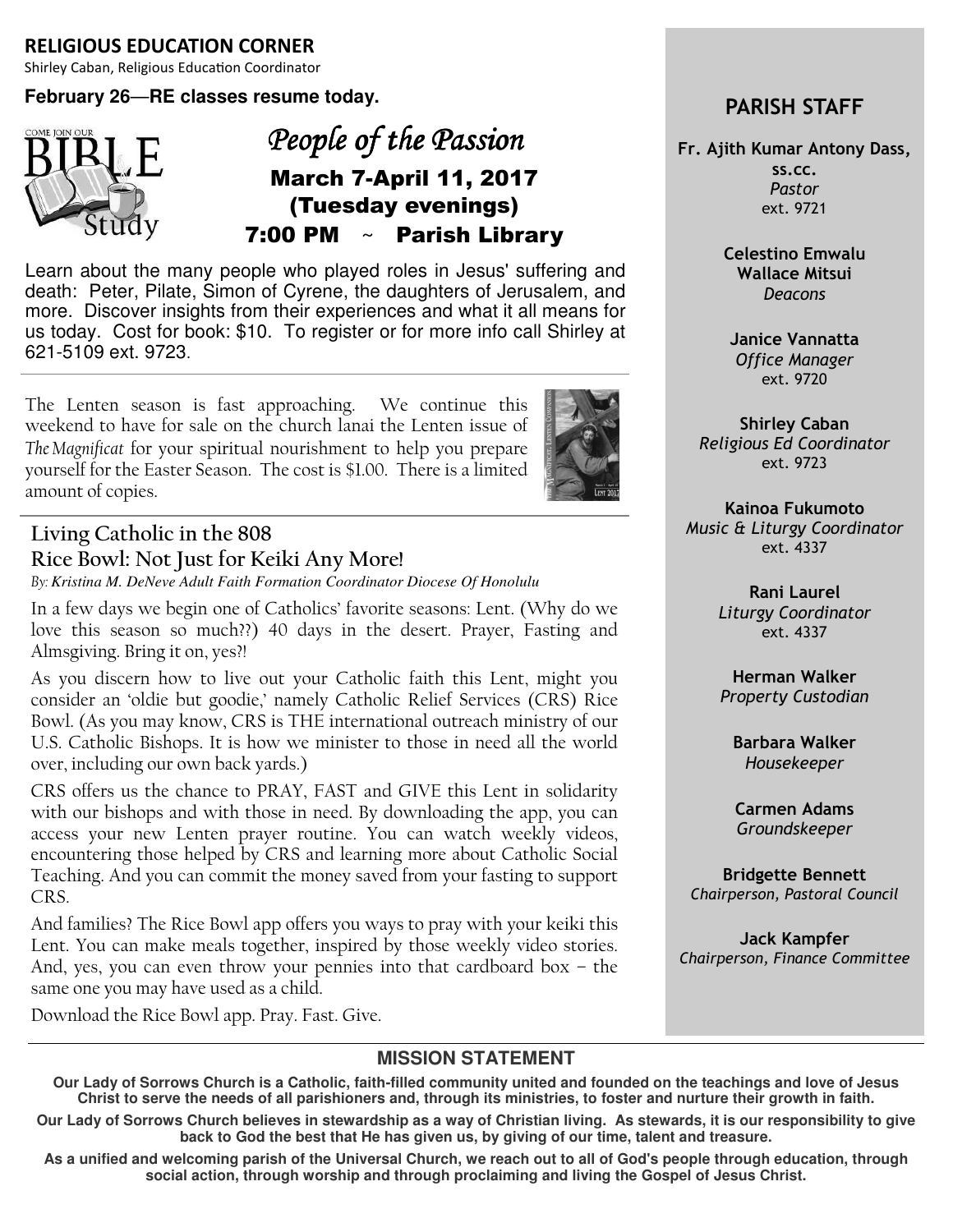## RELIGIOUS EDUCATION CORNER

Shirley Caban, Religious Education Coordinator

**February 26—RE classes resume today.**

COME JOIN OUR BIBLE Study

### *People of the Passion*

**March 7-April 11, 2017**
**(Tuesday evenings)**
**7:00 PM ~ Parish Library**

Learn about the many people who played roles in Jesus' suffering and death: Peter, Pilate, Simon of Cyrene, the daughters of Jerusalem, and more. Discover insights from their experiences and what it all means for us today. Cost for book: $10. To register or for more info call Shirley at 621-5109 ext. 9723.

---

The Lenten season is fast approaching. We continue this weekend to have for sale on the church lanai the Lenten issue of *The Magnificat* for your spiritual nourishment to help you prepare yourself for the Easter Season. The cost is $1.00. There is a limited amount of copies.

---

## Living Catholic in the 808
## Rice Bowl: Not Just for Keiki Any More!

*By: **Kristina M. DeNeve Adult Faith Formation Coordinator Diocese Of Honolulu***

In a few days we begin one of Catholics' favorite seasons: Lent. (Why do we love this season so much??) 40 days in the desert. Prayer, Fasting and Almsgiving. Bring it on, yes?!

As you discern how to live out your Catholic faith this Lent, might you consider an 'oldie but goodie,' namely Catholic Relief Services (CRS) Rice Bowl. (As you may know, CRS is THE international outreach ministry of our U.S. Catholic Bishops. It is how we minister to those in need all the world over, including our own back yards.)

CRS offers us the chance to PRAY, FAST and GIVE this Lent in solidarity with our bishops and with those in need. By downloading the app, you can access your new Lenten prayer routine. You can watch weekly videos, encountering those helped by CRS and learning more about Catholic Social Teaching. And you can commit the money saved from your fasting to support CRS.

And families? The Rice Bowl app offers you ways to pray with your keiki this Lent. You can make meals together, inspired by those weekly video stories. And, yes, you can even throw your pennies into that cardboard box – the same one you may have used as a child.

Download the Rice Bowl app. Pray. Fast. Give.

## PARISH STAFF

**Fr. Ajith Kumar Antony Dass, ss.cc.**
*Pastor*
ext. 9721

**Celestino Emwalu**
**Wallace Mitsui**
*Deacons*

**Janice Vannatta**
*Office Manager*
ext. 9720

**Shirley Caban**
*Religious Ed Coordinator*
ext. 9723

**Kainoa Fukumoto**
*Music & Liturgy Coordinator*
ext. 4337

**Rani Laurel**
*Liturgy Coordinator*
ext. 4337

**Herman Walker**
*Property Custodian*

**Barbara Walker**
*Housekeeper*

**Carmen Adams**
*Groundskeeper*

**Bridgette Bennett**
*Chairperson, Pastoral Council*

**Jack Kampfer**
*Chairperson, Finance Committee*

---

## MISSION STATEMENT

**Our Lady of Sorrows Church is a Catholic, faith-filled community united and founded on the teachings and love of Jesus Christ to serve the needs of all parishioners and, through its ministries, to foster and nurture their growth in faith.**

**Our Lady of Sorrows Church believes in stewardship as a way of Christian living. As stewards, it is our responsibility to give back to God the best that He has given us, by giving of our time, talent and treasure.**

**As a unified and welcoming parish of the Universal Church, we reach out to all of God's people through education, through social action, through worship and through proclaiming and living the Gospel of Jesus Christ.**